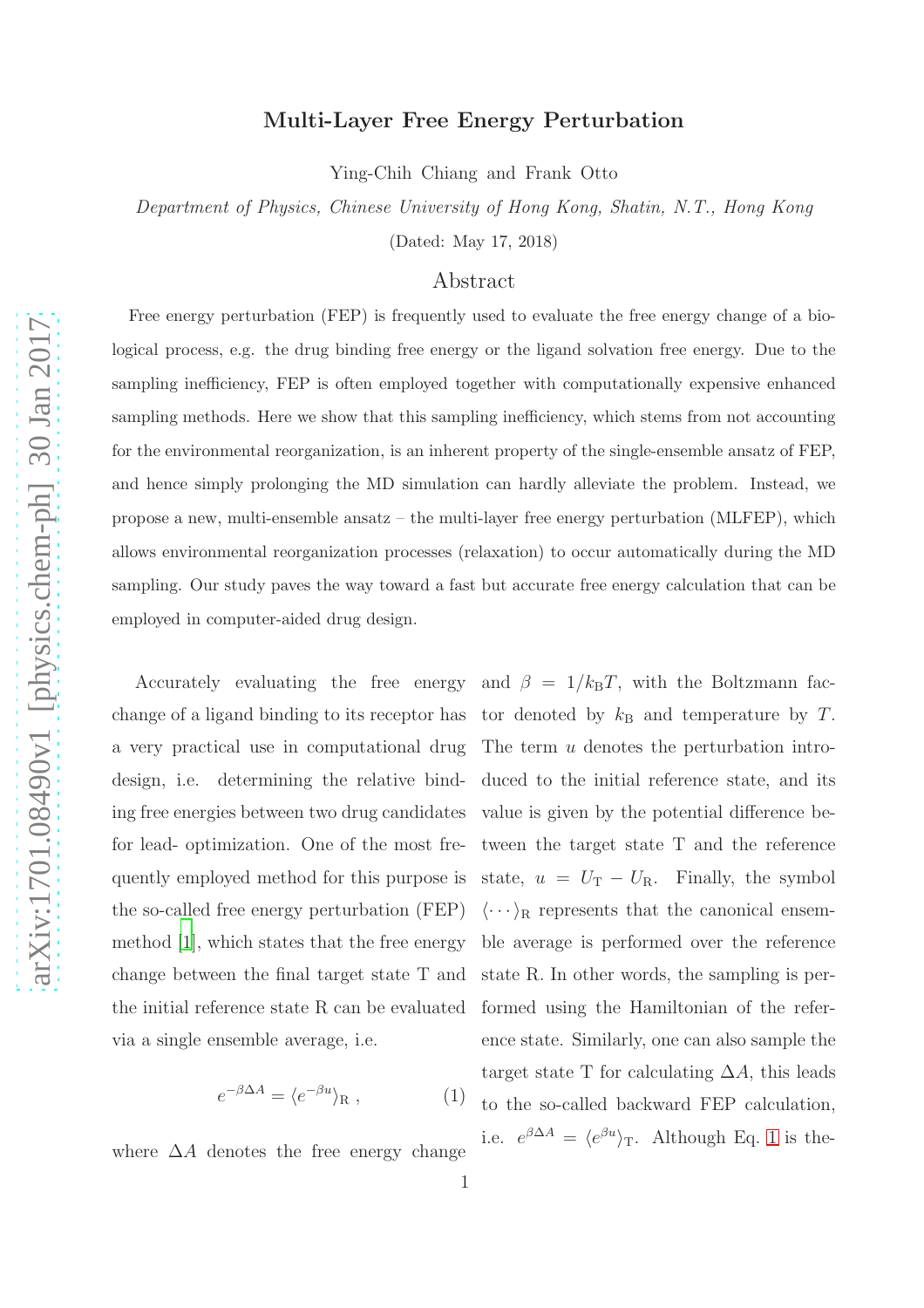# Multi-Layer Free Energy Perturbation

Ying-Chih Chiang and Frank Otto

*Department of Physics, Chinese University of Hong Kong, Shatin, N.T., Hong Kong*

(Dated: May 17, 2018)

## Abstract

Free energy perturbation (FEP) is frequently used to evaluate the free energy change of a biological process, e.g. the drug binding free energy or the ligand solvation free energy. Due to the sampling inefficiency, FEP is often employed together with computationally expensive enhanced sampling methods. Here we show that this sampling inefficiency, which stems from not accounting for the environmental reorganization, is an inherent property of the single-ensemble ansatz of FEP, and hence simply prolonging the MD simulation can hardly alleviate the problem. Instead, we propose a new, multi-ensemble ansatz – the multi-layer free energy perturbation (MLFEP), which allows environmental reorganization processes (relaxation) to occur automatically during the MD sampling. Our study paves the way toward a fast but accurate free energy calculation that can be employed in computer-aided drug design.

Accurately evaluating the free energy change of a ligand binding to its receptor has a very practical use in computational drug design, i.e. determining the relative binding free energies between two drug candidates for lead- optimization. One of the most frequently employed method for this purpose is the so-called free energy perturbation (FEP) method [1], which states that the free energy change between the final target state T and the initial reference state R can be evaluated via a single ensemble average, i.e.

$$e^{-\beta \Delta A} = \langle e^{-\beta u} \rangle_{\mathrm{R}} \ , \tag{1}$$

where $\Delta A$ denotes the free energy change and $\beta = 1/k_{\mathrm{B}}T$, with the Boltzmann factor denoted by $k_{\mathrm{B}}$ and temperature by $T$. The term $u$ denotes the perturbation introduced to the initial reference state, and its value is given by the potential difference between the target state T and the reference state, $u = U_{\mathrm{T}} - U_{\mathrm{R}}$. Finally, the symbol $\langle \cdots \rangle_{\mathrm{R}}$ represents that the canonical ensemble average is performed over the reference state R. In other words, the sampling is performed using the Hamiltonian of the reference state. Similarly, one can also sample the target state T for calculating $\Delta A$, this leads to the so-called backward FEP calculation, i.e. $e^{\beta \Delta A} = \langle e^{\beta u} \rangle_{\mathrm{T}}$. Although Eq. 1 is the-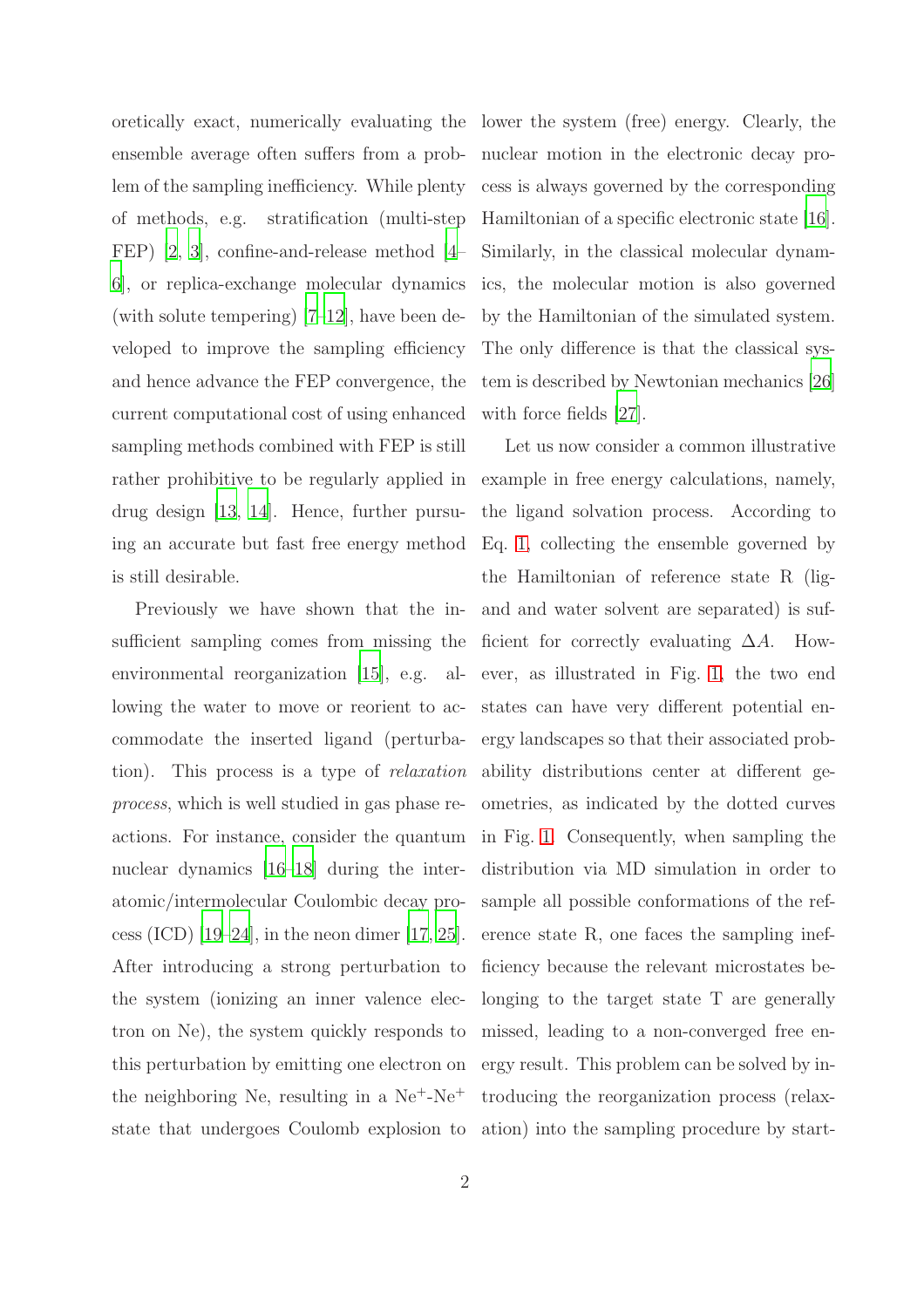oretically exact, numerically evaluating the ensemble average often suffers from a problem of the sampling inefficiency. While plenty of methods, e.g. stratification (multi-step FEP) [2, 3], confine-and-release method [4–6], or replica-exchange molecular dynamics (with solute tempering) [7–12], have been developed to improve the sampling efficiency and hence advance the FEP convergence, the current computational cost of using enhanced sampling methods combined with FEP is still rather prohibitive to be regularly applied in drug design [13, 14]. Hence, further pursuing an accurate but fast free energy method is still desirable.

Previously we have shown that the insufficient sampling comes from missing the environmental reorganization [15], e.g. allowing the water to move or reorient to accommodate the inserted ligand (perturbation). This process is a type of *relaxation process*, which is well studied in gas phase reactions. For instance, consider the quantum nuclear dynamics [16–18] during the interatomic/intermolecular Coulombic decay process (ICD) [19–24], in the neon dimer [17, 25]. After introducing a strong perturbation to the system (ionizing an inner valence electron on Ne), the system quickly responds to this perturbation by emitting one electron on the neighboring Ne, resulting in a $Ne^{+}$-$Ne^{+}$ state that undergoes Coulomb explosion to lower the system (free) energy. Clearly, the nuclear motion in the electronic decay process is always governed by the corresponding Hamiltonian of a specific electronic state [16]. Similarly, in the classical molecular dynamics, the molecular motion is also governed by the Hamiltonian of the simulated system. The only difference is that the classical system is described by Newtonian mechanics [26] with force fields [27].

Let us now consider a common illustrative example in free energy calculations, namely, the ligand solvation process. According to Eq. 1, collecting the ensemble governed by the Hamiltonian of reference state R (ligand and water solvent are separated) is sufficient for correctly evaluating $\Delta A$. However, as illustrated in Fig. 1, the two end states can have very different potential energy landscapes so that their associated probability distributions center at different geometries, as indicated by the dotted curves in Fig. 1. Consequently, when sampling the distribution via MD simulation in order to sample all possible conformations of the reference state R, one faces the sampling inefficiency because the relevant microstates belonging to the target state T are generally missed, leading to a non-converged free energy result. This problem can be solved by introducing the reorganization process (relaxation) into the sampling procedure by start-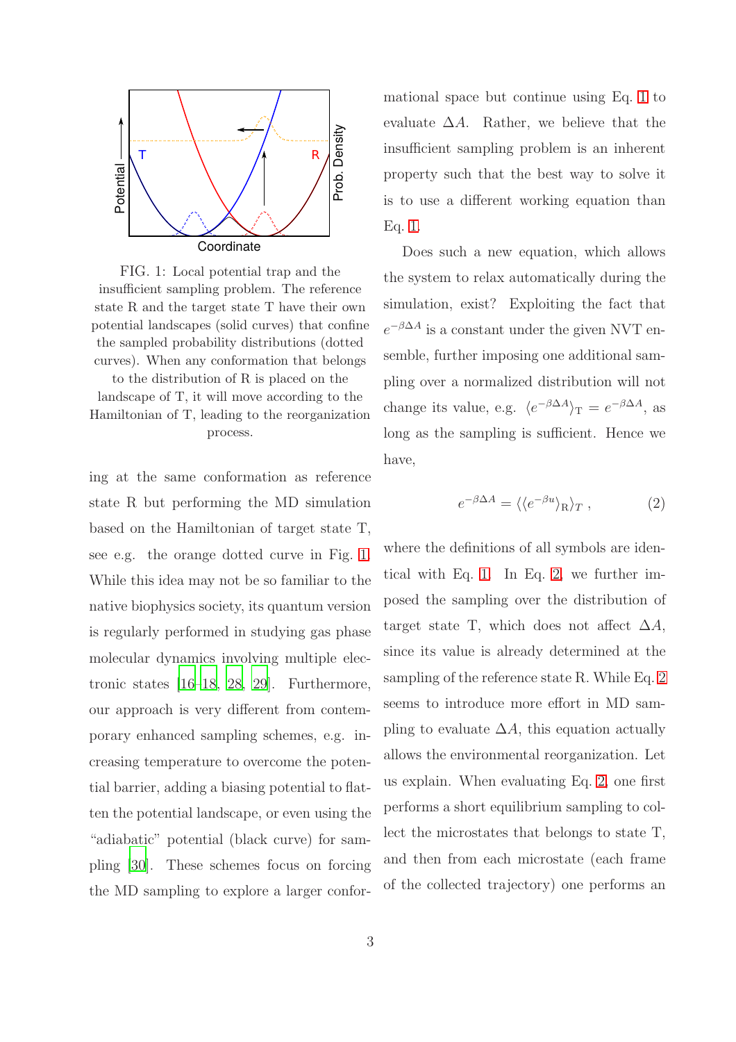FIG. 1: Local potential trap and the insufficient sampling problem. The reference state R and the target state T have their own potential landscapes (solid curves) that confine the sampled probability distributions (dotted curves). When any conformation that belongs to the distribution of R is placed on the landscape of T, it will move according to the Hamiltonian of T, leading to the reorganization process.

ing at the same conformation as reference state R but performing the MD simulation based on the Hamiltonian of target state T, see e.g. the orange dotted curve in Fig. 1. While this idea may not be so familiar to the native biophysics society, its quantum version is regularly performed in studying gas phase molecular dynamics involving multiple electronic states [16–18, 28, 29]. Furthermore, our approach is very different from contemporary enhanced sampling schemes, e.g. increasing temperature to overcome the potential barrier, adding a biasing potential to flatten the potential landscape, or even using the "adiabatic" potential (black curve) for sampling [30]. These schemes focus on forcing the MD sampling to explore a larger conformational space but continue using Eq. 1 to evaluate $\Delta A$. Rather, we believe that the insufficient sampling problem is an inherent property such that the best way to solve it is to use a different working equation than Eq. 1.

Does such a new equation, which allows the system to relax automatically during the simulation, exist? Exploiting the fact that $e^{-\beta\Delta A}$ is a constant under the given NVT ensemble, further imposing one additional sampling over a normalized distribution will not change its value, e.g. $\langle e^{-\beta\Delta A}\rangle_{\mathrm{T}} = e^{-\beta\Delta A}$, as long as the sampling is sufficient. Hence we have,

$$e^{-\beta\Delta A} = \langle\langle e^{-\beta u}\rangle_{\mathrm{R}}\rangle_{T} \; , \tag{2}$$

where the definitions of all symbols are identical with Eq. 1. In Eq. 2, we further imposed the sampling over the distribution of target state T, which does not affect $\Delta A$, since its value is already determined at the sampling of the reference state R. While Eq. 2 seems to introduce more effort in MD sampling to evaluate $\Delta A$, this equation actually allows the environmental reorganization. Let us explain. When evaluating Eq. 2, one first performs a short equilibrium sampling to collect the microstates that belongs to state T, and then from each microstate (each frame of the collected trajectory) one performs an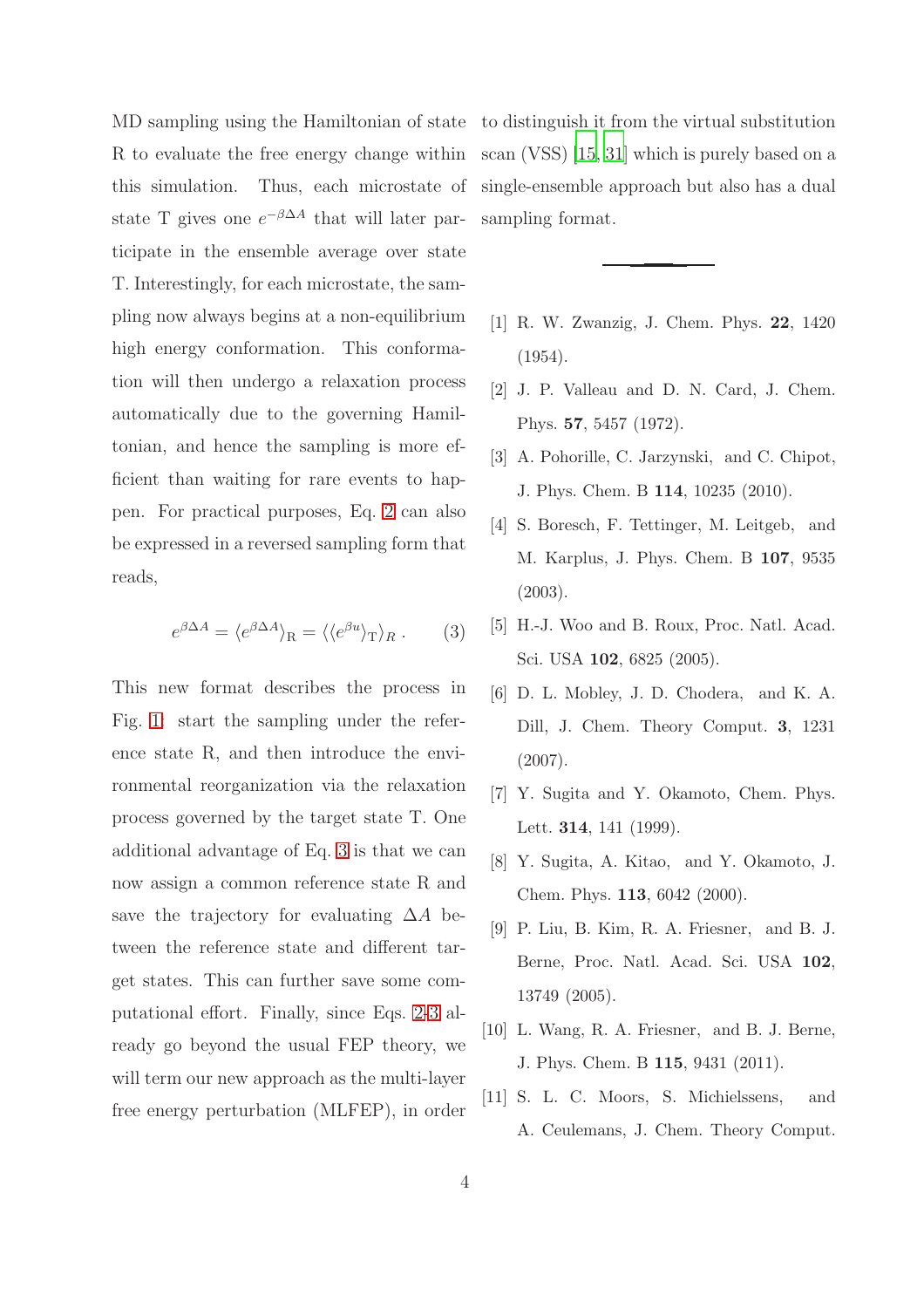MD sampling using the Hamiltonian of state R to evaluate the free energy change within this simulation. Thus, each microstate of state T gives one $e^{-\beta\Delta A}$ that will later participate in the ensemble average over state T. Interestingly, for each microstate, the sampling now always begins at a non-equilibrium high energy conformation. This conformation will then undergo a relaxation process automatically due to the governing Hamiltonian, and hence the sampling is more efficient than waiting for rare events to happen. For practical purposes, Eq. 2 can also be expressed in a reversed sampling form that reads,

$$e^{\beta\Delta A} = \langle e^{\beta\Delta A}\rangle_{\mathrm{R}} = \langle\langle e^{\beta u}\rangle_{\mathrm{T}}\rangle_{R} \, . \qquad (3)$$

This new format describes the process in Fig. 1: start the sampling under the reference state R, and then introduce the environmental reorganization via the relaxation process governed by the target state T. One additional advantage of Eq. 3 is that we can now assign a common reference state R and save the trajectory for evaluating $\Delta A$ between the reference state and different target states. This can further save some computational effort. Finally, since Eqs. 2-3 already go beyond the usual FEP theory, we will term our new approach as the multi-layer free energy perturbation (MLFEP), in order to distinguish it from the virtual substitution scan (VSS) [15, 31] which is purely based on a single-ensemble approach but also has a dual sampling format.

---

[1] R. W. Zwanzig, J. Chem. Phys. **22**, 1420 (1954).

[2] J. P. Valleau and D. N. Card, J. Chem. Phys. **57**, 5457 (1972).

[3] A. Pohorille, C. Jarzynski, and C. Chipot, J. Phys. Chem. B **114**, 10235 (2010).

[4] S. Boresch, F. Tettinger, M. Leitgeb, and M. Karplus, J. Phys. Chem. B **107**, 9535 (2003).

[5] H.-J. Woo and B. Roux, Proc. Natl. Acad. Sci. USA **102**, 6825 (2005).

[6] D. L. Mobley, J. D. Chodera, and K. A. Dill, J. Chem. Theory Comput. **3**, 1231 (2007).

[7] Y. Sugita and Y. Okamoto, Chem. Phys. Lett. **314**, 141 (1999).

[8] Y. Sugita, A. Kitao, and Y. Okamoto, J. Chem. Phys. **113**, 6042 (2000).

[9] P. Liu, B. Kim, R. A. Friesner, and B. J. Berne, Proc. Natl. Acad. Sci. USA **102**, 13749 (2005).

[10] L. Wang, R. A. Friesner, and B. J. Berne, J. Phys. Chem. B **115**, 9431 (2011).

[11] S. L. C. Moors, S. Michielssens, and A. Ceulemans, J. Chem. Theory Comput.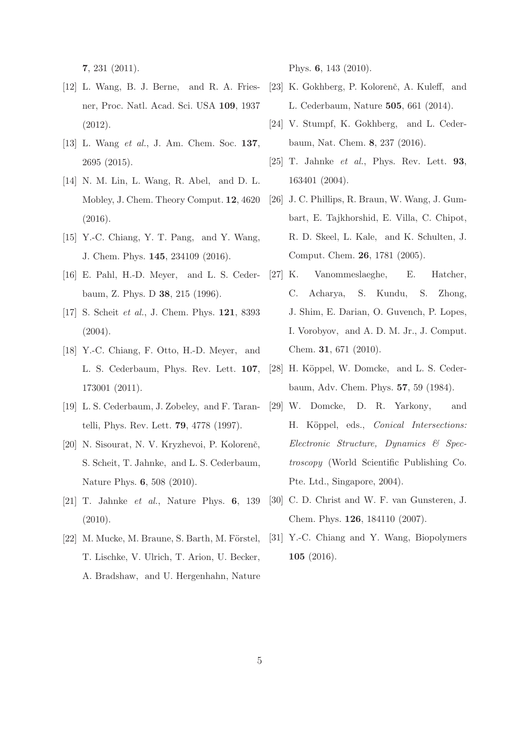7, 231 (2011).

[12] L. Wang, B. J. Berne, and R. A. Friesner, Proc. Natl. Acad. Sci. USA **109**, 1937 (2012).

[13] L. Wang *et al.*, J. Am. Chem. Soc. **137**, 2695 (2015).

[14] N. M. Lin, L. Wang, R. Abel, and D. L. Mobley, J. Chem. Theory Comput. **12**, 4620 (2016).

[15] Y.-C. Chiang, Y. T. Pang, and Y. Wang, J. Chem. Phys. **145**, 234109 (2016).

[16] E. Pahl, H.-D. Meyer, and L. S. Cederbaum, Z. Phys. D **38**, 215 (1996).

[17] S. Scheit *et al.*, J. Chem. Phys. **121**, 8393 (2004).

[18] Y.-C. Chiang, F. Otto, H.-D. Meyer, and L. S. Cederbaum, Phys. Rev. Lett. **107**, 173001 (2011).

[19] L. S. Cederbaum, J. Zobeley, and F. Tarantelli, Phys. Rev. Lett. **79**, 4778 (1997).

[20] N. Sisourat, N. V. Kryzhevoi, P. Kolorenč, S. Scheit, T. Jahnke, and L. S. Cederbaum, Nature Phys. **6**, 508 (2010).

[21] T. Jahnke *et al.*, Nature Phys. **6**, 139 (2010).

[22] M. Mucke, M. Braune, S. Barth, M. Förstel, T. Lischke, V. Ulrich, T. Arion, U. Becker, A. Bradshaw, and U. Hergenhahn, Nature Phys. **6**, 143 (2010).

[23] K. Gokhberg, P. Kolorenč, A. Kuleff, and L. Cederbaum, Nature **505**, 661 (2014).

[24] V. Stumpf, K. Gokhberg, and L. Cederbaum, Nat. Chem. **8**, 237 (2016).

[25] T. Jahnke *et al.*, Phys. Rev. Lett. **93**, 163401 (2004).

[26] J. C. Phillips, R. Braun, W. Wang, J. Gumbart, E. Tajkhorshid, E. Villa, C. Chipot, R. D. Skeel, L. Kale, and K. Schulten, J. Comput. Chem. **26**, 1781 (2005).

[27] K. Vanommeslaeghe, E. Hatcher, C. Acharya, S. Kundu, S. Zhong, J. Shim, E. Darian, O. Guvench, P. Lopes, I. Vorobyov, and A. D. M. Jr., J. Comput. Chem. **31**, 671 (2010).

[28] H. Köppel, W. Domcke, and L. S. Cederbaum, Adv. Chem. Phys. **57**, 59 (1984).

[29] W. Domcke, D. R. Yarkony, and H. Köppel, eds., *Conical Intersections: Electronic Structure, Dynamics & Spectroscopy* (World Scientific Publishing Co. Pte. Ltd., Singapore, 2004).

[30] C. D. Christ and W. F. van Gunsteren, J. Chem. Phys. **126**, 184110 (2007).

[31] Y.-C. Chiang and Y. Wang, Biopolymers **105** (2016).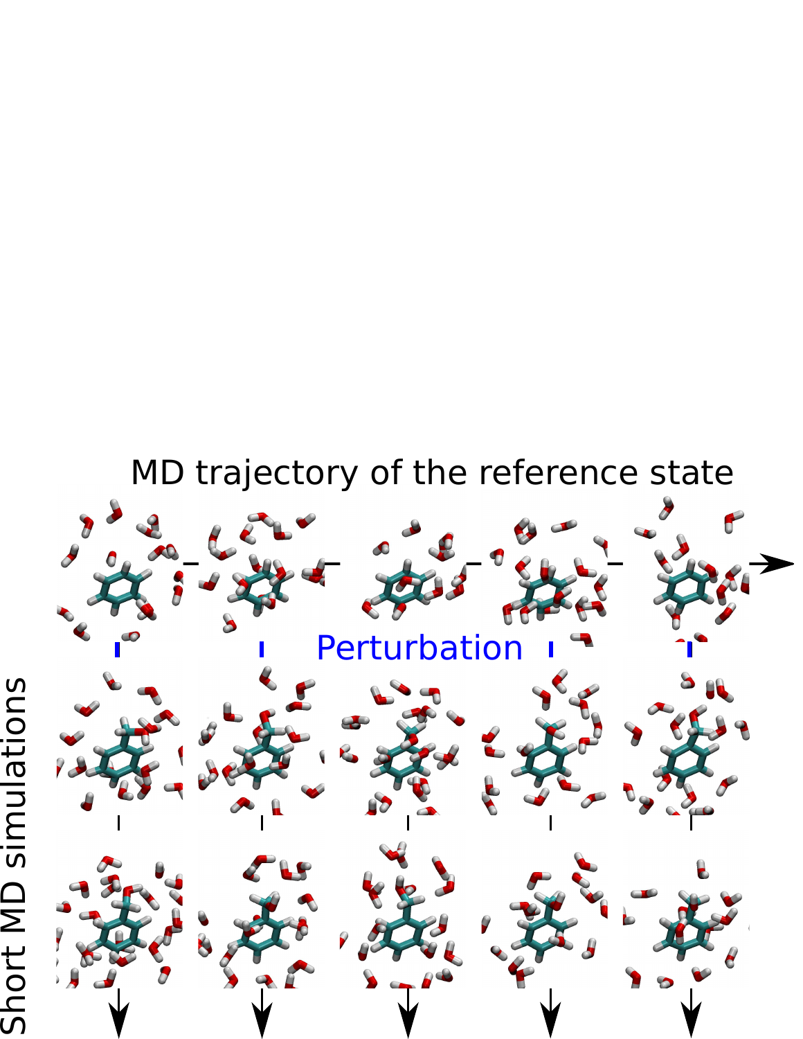MD trajectory of the reference state

Perturbation

Short MD simulations